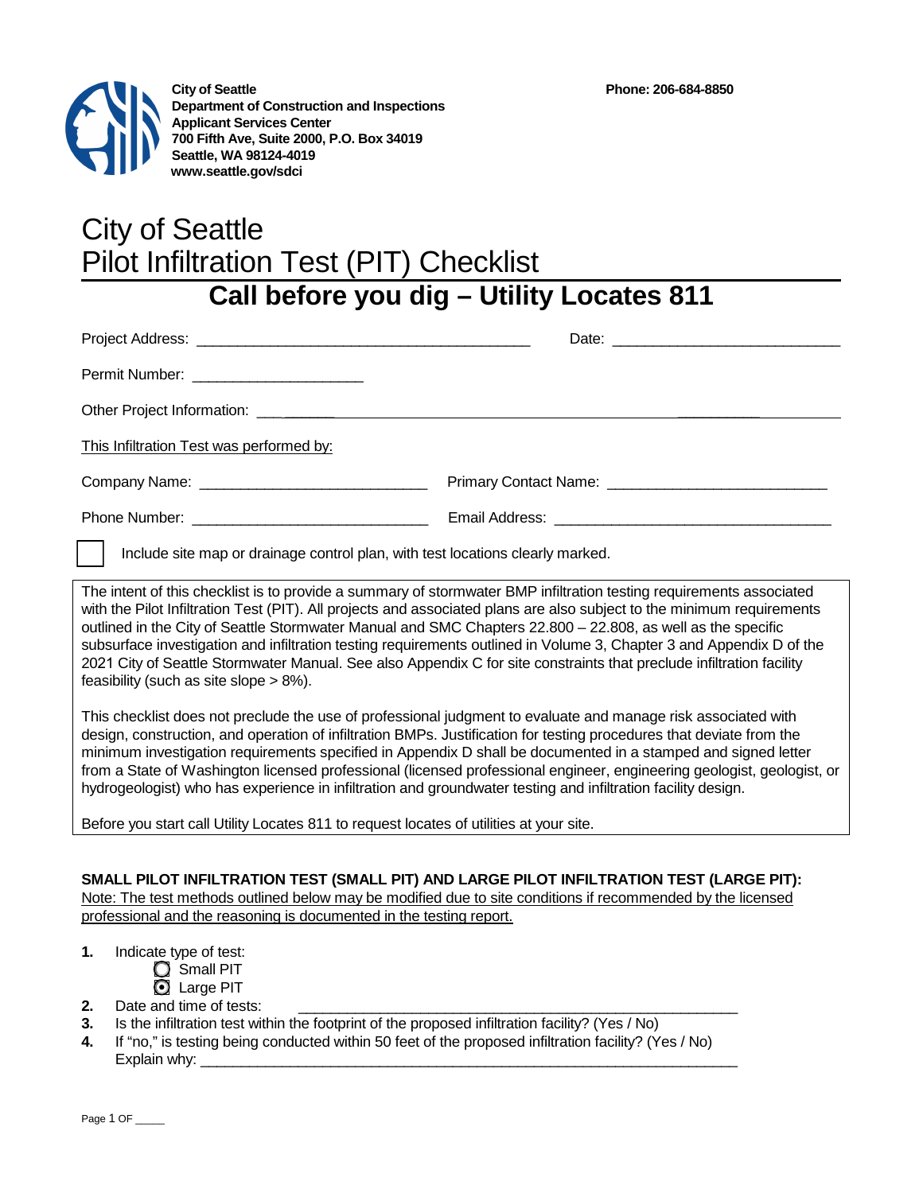City of Seattle
Department of Construction and Inspections
Applicant Services Center
700 Fifth Ave, Suite 2000, P.O. Box 34019
Seattle, WA 98124-4019
www.seattle.gov/sdci

Phone: 206-684-8850

# City of Seattle
# Pilot Infiltration Test (PIT) Checklist

## Call before you dig – Utility Locates 811

Project Address: ________________________________________ Date: ___________________________

Permit Number: ____________________

Other Project Information: ______________________________________________________________

This Infiltration Test was performed by:

Company Name: ___________________________ Primary Contact Name: __________________________

Phone Number: ____________________________ Email Address: _________________________________

☐ Include site map or drainage control plan, with test locations clearly marked.

The intent of this checklist is to provide a summary of stormwater BMP infiltration testing requirements associated with the Pilot Infiltration Test (PIT). All projects and associated plans are also subject to the minimum requirements outlined in the City of Seattle Stormwater Manual and SMC Chapters 22.800 – 22.808, as well as the specific subsurface investigation and infiltration testing requirements outlined in Volume 3, Chapter 3 and Appendix D of the 2021 City of Seattle Stormwater Manual. See also Appendix C for site constraints that preclude infiltration facility feasibility (such as site slope > 8%).

This checklist does not preclude the use of professional judgment to evaluate and manage risk associated with design, construction, and operation of infiltration BMPs. Justification for testing procedures that deviate from the minimum investigation requirements specified in Appendix D shall be documented in a stamped and signed letter from a State of Washington licensed professional (licensed professional engineer, engineering geologist, geologist, or hydrogeologist) who has experience in infiltration and groundwater testing and infiltration facility design.

Before you start call Utility Locates 811 to request locates of utilities at your site.

**SMALL PILOT INFILTRATION TEST (SMALL PIT) AND LARGE PILOT INFILTRATION TEST (LARGE PIT):**

Note: The test methods outlined below may be modified due to site conditions if recommended by the licensed professional and the reasoning is documented in the testing report.

1. Indicate type of test:
   - ○ Small PIT
   - ◉ Large PIT
2. Date and time of tests: ______________________________________________________
3. Is the infiltration test within the footprint of the proposed infiltration facility? (Yes / No)
4. If "no," is testing being conducted within 50 feet of the proposed infiltration facility? (Yes / No)
   Explain why: ___________________________________________________________________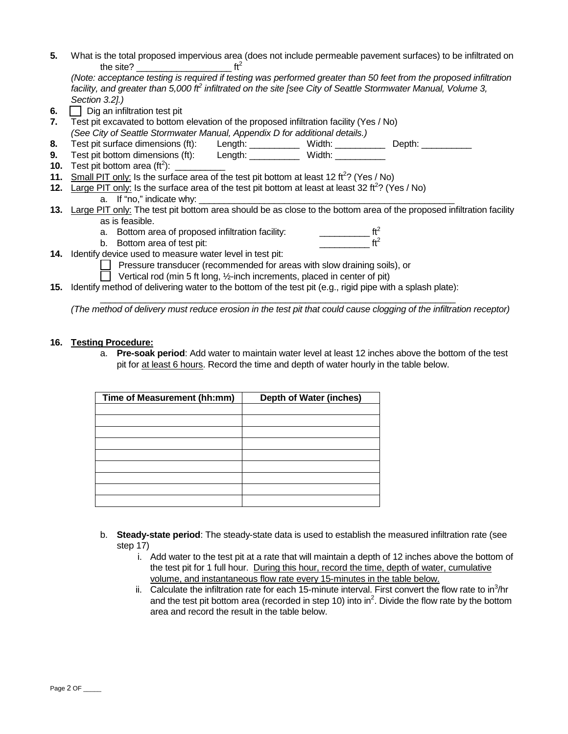5. What is the total proposed impervious area (does not include permeable pavement surfaces) to be infiltrated on the site? ___________________ $ft^2$

   *(Note: acceptance testing is required if testing was performed greater than 50 feet from the proposed infiltration facility, and greater than 5,000 $ft^2$ infiltrated on the site [see City of Seattle Stormwater Manual, Volume 3, Section 3.2].)*

6. ☐ Dig an infiltration test pit

7. Test pit excavated to bottom elevation of the proposed infiltration facility (Yes / No)

   *(See City of Seattle Stormwater Manual, Appendix D for additional details.)*

8. Test pit surface dimensions (ft): Length: __________ Width: __________ Depth: __________

9. Test pit bottom dimensions (ft): Length: __________ Width: __________

10. Test pit bottom area ($ft^2$): __________

11. Small PIT only: Is the surface area of the test pit bottom at least 12 $ft^2$? (Yes / No)

12. Large PIT only: Is the surface area of the test pit bottom at least at least 32 $ft^2$? (Yes / No)

    a. If "no," indicate why: ______________________________________________________

13. Large PIT only: The test pit bottom area should be as close to the bottom area of the proposed infiltration facility as is feasible.

    a. Bottom area of proposed infiltration facility: __________ $ft^2$

    b. Bottom area of test pit: __________ $ft^2$

14. Identify device used to measure water level in test pit:

    ☐ Pressure transducer (recommended for areas with slow draining soils), or

    ☐ Vertical rod (min 5 ft long, ½-inch increments, placed in center of pit)

15. Identify method of delivering water to the bottom of the test pit (e.g., rigid pipe with a splash plate):

    ______________________________________________________________________________

    *(The method of delivery must reduce erosion in the test pit that could cause clogging of the infiltration receptor)*

16. **Testing Procedure:**

    a. **Pre-soak period**: Add water to maintain water level at least 12 inches above the bottom of the test pit for at least 6 hours. Record the time and depth of water hourly in the table below.

| Time of Measurement (hh:mm) | Depth of Water (inches) |
|---|---|
| | |
| | |
| | |
| | |
| | |
| | |
| | |
| | |
| | |

    b. **Steady-state period**: The steady-state data is used to establish the measured infiltration rate (see step 17)

       i. Add water to the test pit at a rate that will maintain a depth of 12 inches above the bottom of the test pit for 1 full hour. During this hour, record the time, depth of water, cumulative volume, and instantaneous flow rate every 15-minutes in the table below.

       ii. Calculate the infiltration rate for each 15-minute interval. First convert the flow rate to $in^3/hr$ and the test pit bottom area (recorded in step 10) into $in^2$. Divide the flow rate by the bottom area and record the result in the table below.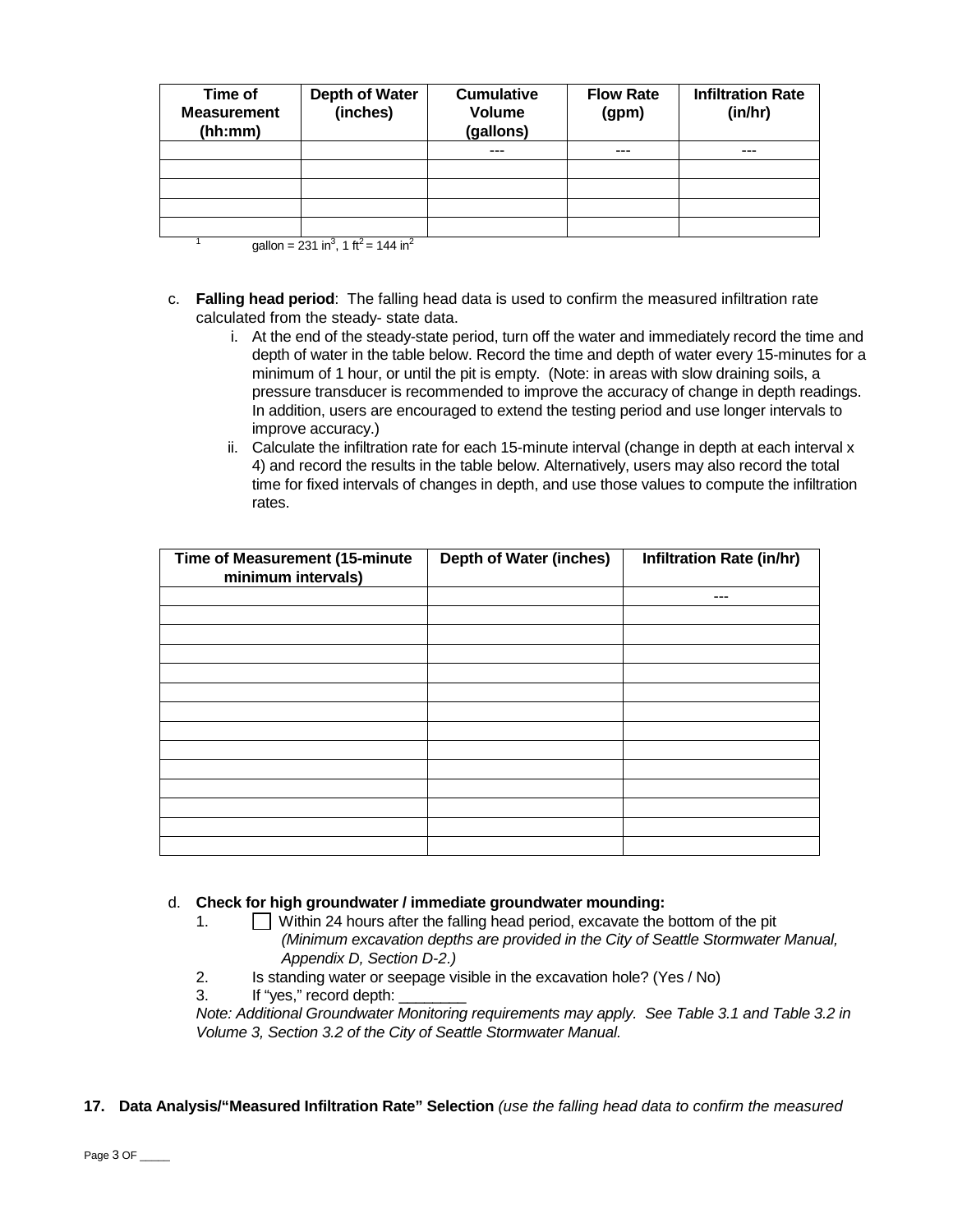| Time of Measurement (hh:mm) | Depth of Water (inches) | Cumulative Volume (gallons) | Flow Rate (gpm) | Infiltration Rate (in/hr) |
|---|---|---|---|---|
| | | --- | --- | --- |
| | | | | |
| | | | | |
| | | | | |
| | | | | |

[1] gallon = 231 $in^3$, 1 $ft^2$ = 144 $in^2$

c. **Falling head period**: The falling head data is used to confirm the measured infiltration rate calculated from the steady- state data.

   i. At the end of the steady-state period, turn off the water and immediately record the time and depth of water in the table below. Record the time and depth of water every 15-minutes for a minimum of 1 hour, or until the pit is empty. (Note: in areas with slow draining soils, a pressure transducer is recommended to improve the accuracy of change in depth readings. In addition, users are encouraged to extend the testing period and use longer intervals to improve accuracy.)

   ii. Calculate the infiltration rate for each 15-minute interval (change in depth at each interval x 4) and record the results in the table below. Alternatively, users may also record the total time for fixed intervals of changes in depth, and use those values to compute the infiltration rates.

| Time of Measurement (15-minute minimum intervals) | Depth of Water (inches) | Infiltration Rate (in/hr) |
|---|---|---|
| | | --- |
| | | |
| | | |
| | | |
| | | |
| | | |
| | | |
| | | |
| | | |
| | | |
| | | |
| | | |
| | | |
| | | |

d. **Check for high groundwater / immediate groundwater mounding:**

   1. ☐ Within 24 hours after the falling head period, excavate the bottom of the pit *(Minimum excavation depths are provided in the City of Seattle Stormwater Manual, Appendix D, Section D-2.)*
   2. Is standing water or seepage visible in the excavation hole? (Yes / No)
   3. If "yes," record depth: ________

   *Note: Additional Groundwater Monitoring requirements may apply. See Table 3.1 and Table 3.2 in Volume 3, Section 3.2 of the City of Seattle Stormwater Manual.*

**17. Data Analysis/"Measured Infiltration Rate" Selection** *(use the falling head data to confirm the measured*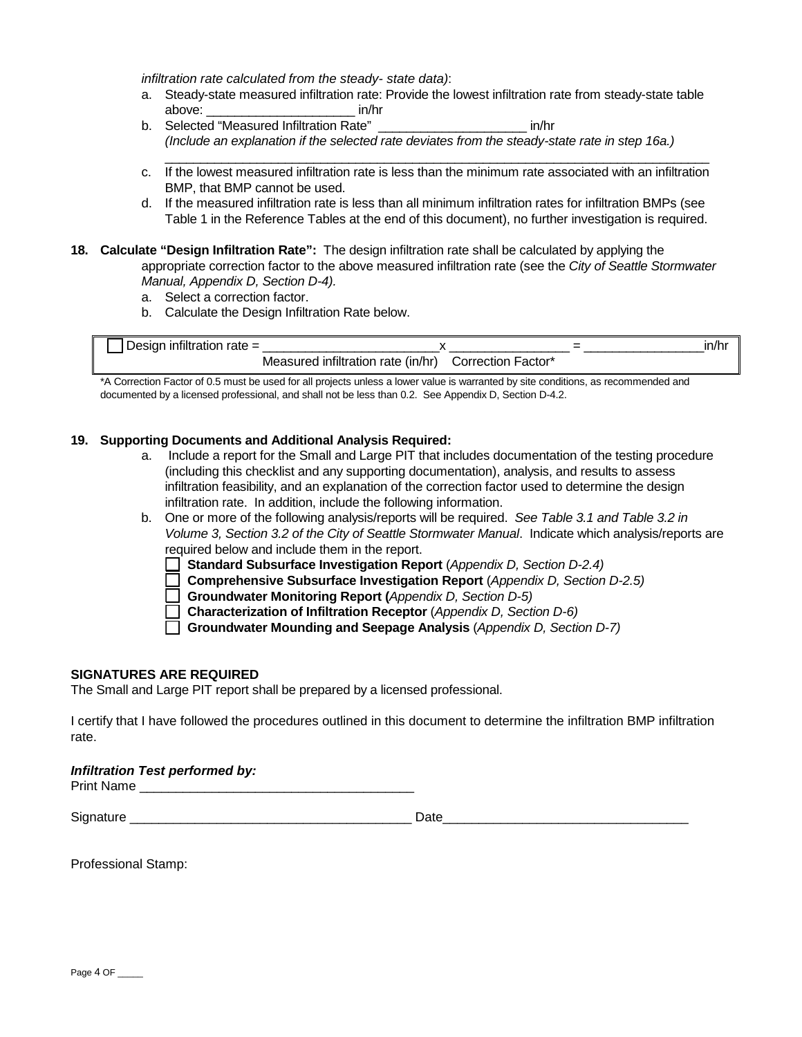*infiltration rate calculated from the steady- state data)*:

a. Steady-state measured infiltration rate: Provide the lowest infiltration rate from steady-state table above: ____________________ in/hr
b. Selected "Measured Infiltration Rate" ____________________ in/hr
   *(Include an explanation if the selected rate deviates from the steady-state rate in step 16a.)*
   ________________________________________________________________________________
c. If the lowest measured infiltration rate is less than the minimum rate associated with an infiltration BMP, that BMP cannot be used.
d. If the measured infiltration rate is less than all minimum infiltration rates for infiltration BMPs (see Table 1 in the Reference Tables at the end of this document), no further investigation is required.

**18. Calculate "Design Infiltration Rate":** The design infiltration rate shall be calculated by applying the appropriate correction factor to the above measured infiltration rate (see the *City of Seattle Stormwater Manual, Appendix D, Section D-4)*.

a. Select a correction factor.
b. Calculate the Design Infiltration Rate below.

☐ Design infiltration rate = ________________________ x ________________ = ________________ in/hr
Measured infiltration rate (in/hr) Correction Factor*

\*A Correction Factor of 0.5 must be used for all projects unless a lower value is warranted by site conditions, as recommended and documented by a licensed professional, and shall not be less than 0.2. See Appendix D, Section D-4.2.

**19. Supporting Documents and Additional Analysis Required:**

a. Include a report for the Small and Large PIT that includes documentation of the testing procedure (including this checklist and any supporting documentation), analysis, and results to assess infiltration feasibility, and an explanation of the correction factor used to determine the design infiltration rate. In addition, include the following information.
b. One or more of the following analysis/reports will be required. *See Table 3.1 and Table 3.2 in Volume 3, Section 3.2 of the City of Seattle Stormwater Manual*. Indicate which analysis/reports are required below and include them in the report.
   - ☐ **Standard Subsurface Investigation Report** (*Appendix D, Section D-2.4)*
   - ☐ **Comprehensive Subsurface Investigation Report** (*Appendix D, Section D-2.5)*
   - ☐ **Groundwater Monitoring Report (***Appendix D, Section D-5)*
   - ☐ **Characterization of Infiltration Receptor** (*Appendix D, Section D-6)*
   - ☐ **Groundwater Mounding and Seepage Analysis** (*Appendix D, Section D-7)*

**SIGNATURES ARE REQUIRED**

The Small and Large PIT report shall be prepared by a licensed professional.

I certify that I have followed the procedures outlined in this document to determine the infiltration BMP infiltration rate.

***Infiltration Test performed by:***

Print Name ______________________________________

Signature ______________________________________ Date_________________________________

Professional Stamp: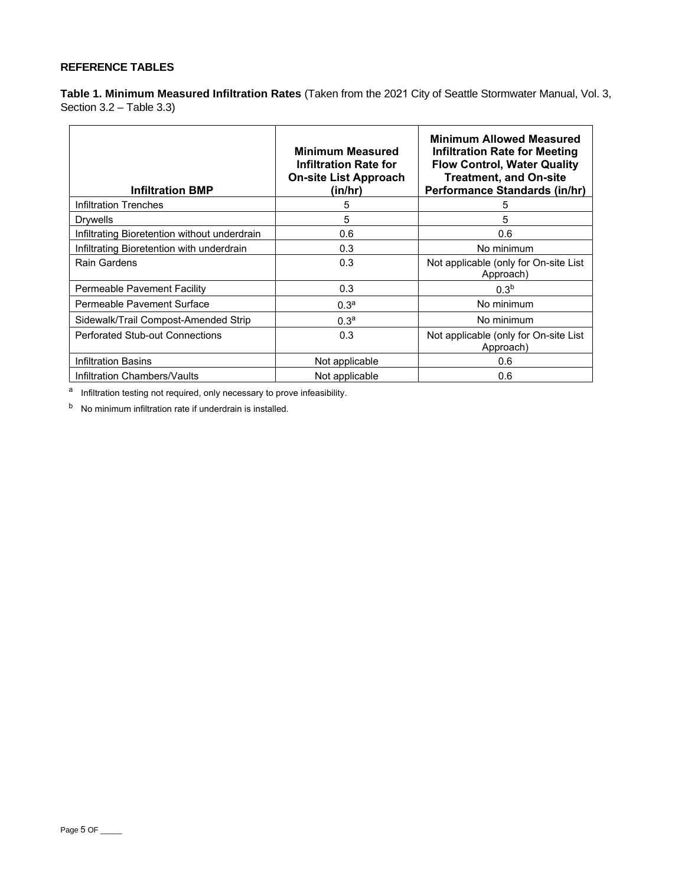## REFERENCE TABLES

**Table 1. Minimum Measured Infiltration Rates** (Taken from the 2021 City of Seattle Stormwater Manual, Vol. 3, Section 3.2 – Table 3.3)

| Infiltration BMP | Minimum Measured Infiltration Rate for On-site List Approach (in/hr) | Minimum Allowed Measured Infiltration Rate for Meeting Flow Control, Water Quality Treatment, and On-site Performance Standards (in/hr) |
|---|---|---|
| Infiltration Trenches | 5 | 5 |
| Drywells | 5 | 5 |
| Infiltrating Bioretention without underdrain | 0.6 | 0.6 |
| Infiltrating Bioretention with underdrain | 0.3 | No minimum |
| Rain Gardens | 0.3 | Not applicable (only for On-site List Approach) |
| Permeable Pavement Facility | 0.3 | 0.3[b] |
| Permeable Pavement Surface | 0.3[a] | No minimum |
| Sidewalk/Trail Compost-Amended Strip | 0.3[a] | No minimum |
| Perforated Stub-out Connections | 0.3 | Not applicable (only for On-site List Approach) |
| Infiltration Basins | Not applicable | 0.6 |
| Infiltration Chambers/Vaults | Not applicable | 0.6 |

[a] Infiltration testing not required, only necessary to prove infeasibility.

[b] No minimum infiltration rate if underdrain is installed.